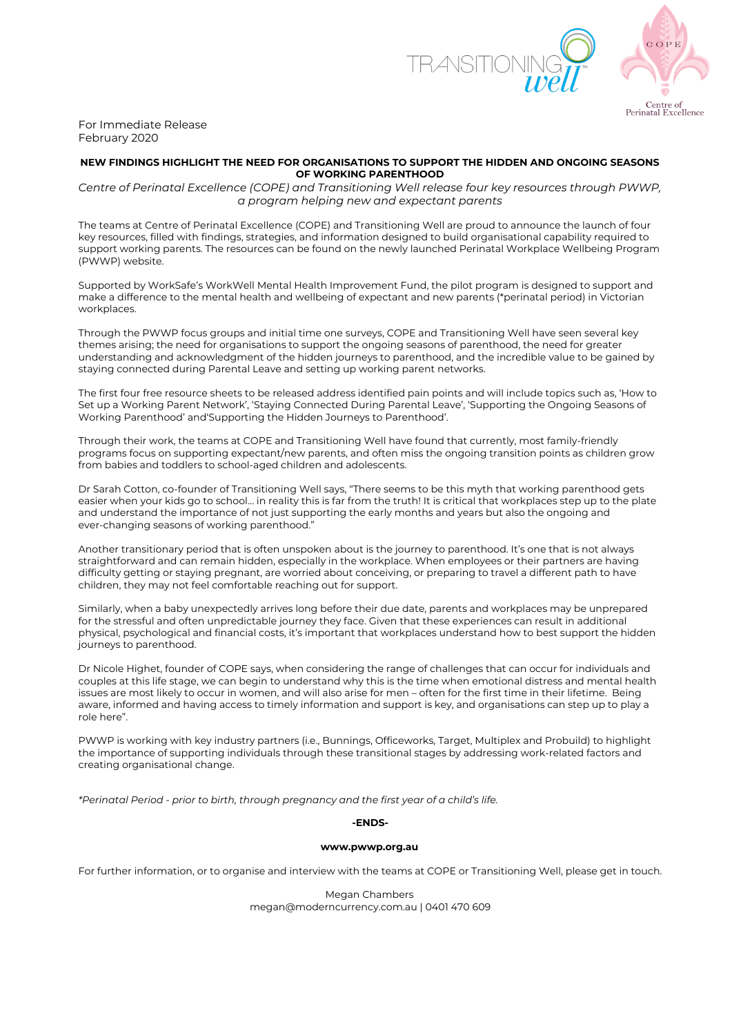For Immediate Release
February 2020

**NEW FINDINGS HIGHLIGHT THE NEED FOR ORGANISATIONS TO SUPPORT THE HIDDEN AND ONGOING SEASONS OF WORKING PARENTHOOD**

*Centre of Perinatal Excellence (COPE) and Transitioning Well release four key resources through PWWP, a program helping new and expectant parents*

The teams at Centre of Perinatal Excellence (COPE) and Transitioning Well are proud to announce the launch of four key resources, filled with findings, strategies, and information designed to build organisational capability required to support working parents. The resources can be found on the newly launched Perinatal Workplace Wellbeing Program (PWWP) website.

Supported by WorkSafe's WorkWell Mental Health Improvement Fund, the pilot program is designed to support and make a difference to the mental health and wellbeing of expectant and new parents (*perinatal period) in Victorian workplaces.

Through the PWWP focus groups and initial time one surveys, COPE and Transitioning Well have seen several key themes arising; the need for organisations to support the ongoing seasons of parenthood, the need for greater understanding and acknowledgment of the hidden journeys to parenthood, and the incredible value to be gained by staying connected during Parental Leave and setting up working parent networks.

The first four free resource sheets to be released address identified pain points and will include topics such as, 'How to Set up a Working Parent Network', 'Staying Connected During Parental Leave', 'Supporting the Ongoing Seasons of Working Parenthood' and'Supporting the Hidden Journeys to Parenthood'.

Through their work, the teams at COPE and Transitioning Well have found that currently, most family-friendly programs focus on supporting expectant/new parents, and often miss the ongoing transition points as children grow from babies and toddlers to school-aged children and adolescents.

Dr Sarah Cotton, co-founder of Transitioning Well says, "There seems to be this myth that working parenthood gets easier when your kids go to school… in reality this is far from the truth! It is critical that workplaces step up to the plate and understand the importance of not just supporting the early months and years but also the ongoing and ever-changing seasons of working parenthood."

Another transitionary period that is often unspoken about is the journey to parenthood. It's one that is not always straightforward and can remain hidden, especially in the workplace. When employees or their partners are having difficulty getting or staying pregnant, are worried about conceiving, or preparing to travel a different path to have children, they may not feel comfortable reaching out for support.

Similarly, when a baby unexpectedly arrives long before their due date, parents and workplaces may be unprepared for the stressful and often unpredictable journey they face. Given that these experiences can result in additional physical, psychological and financial costs, it's important that workplaces understand how to best support the hidden journeys to parenthood.

Dr Nicole Highet, founder of COPE says, when considering the range of challenges that can occur for individuals and couples at this life stage, we can begin to understand why this is the time when emotional distress and mental health issues are most likely to occur in women, and will also arise for men – often for the first time in their lifetime. Being aware, informed and having access to timely information and support is key, and organisations can step up to play a role here".

PWWP is working with key industry partners (i.e., Bunnings, Officeworks, Target, Multiplex and Probuild) to highlight the importance of supporting individuals through these transitional stages by addressing work-related factors and creating organisational change.

**Perinatal Period - prior to birth, through pregnancy and the first year of a child's life.*

**-ENDS-**

**www.pwwp.org.au**

For further information, or to organise and interview with the teams at COPE or Transitioning Well, please get in touch.

Megan Chambers
megan@moderncurrency.com.au | 0401 470 609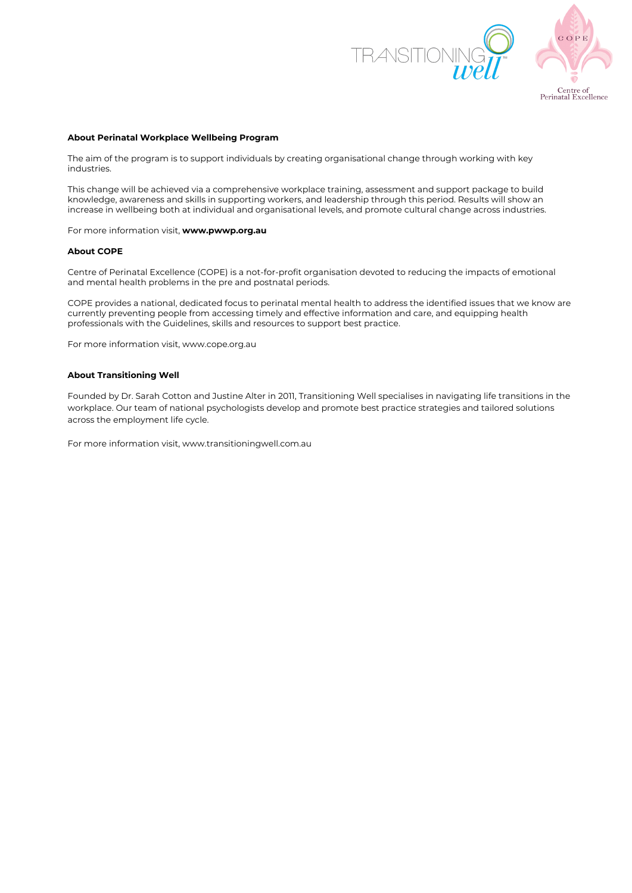**About Perinatal Workplace Wellbeing Program**

The aim of the program is to support individuals by creating organisational change through working with key industries.

This change will be achieved via a comprehensive workplace training, assessment and support package to build knowledge, awareness and skills in supporting workers, and leadership through this period. Results will show an increase in wellbeing both at individual and organisational levels, and promote cultural change across industries.

For more information visit, **www.pwwp.org.au**

**About COPE**

Centre of Perinatal Excellence (COPE) is a not-for-profit organisation devoted to reducing the impacts of emotional and mental health problems in the pre and postnatal periods.

COPE provides a national, dedicated focus to perinatal mental health to address the identified issues that we know are currently preventing people from accessing timely and effective information and care, and equipping health professionals with the Guidelines, skills and resources to support best practice.

For more information visit, www.cope.org.au

**About Transitioning Well**

Founded by Dr. Sarah Cotton and Justine Alter in 2011, Transitioning Well specialises in navigating life transitions in the workplace. Our team of national psychologists develop and promote best practice strategies and tailored solutions across the employment life cycle.

For more information visit, www.transitioningwell.com.au